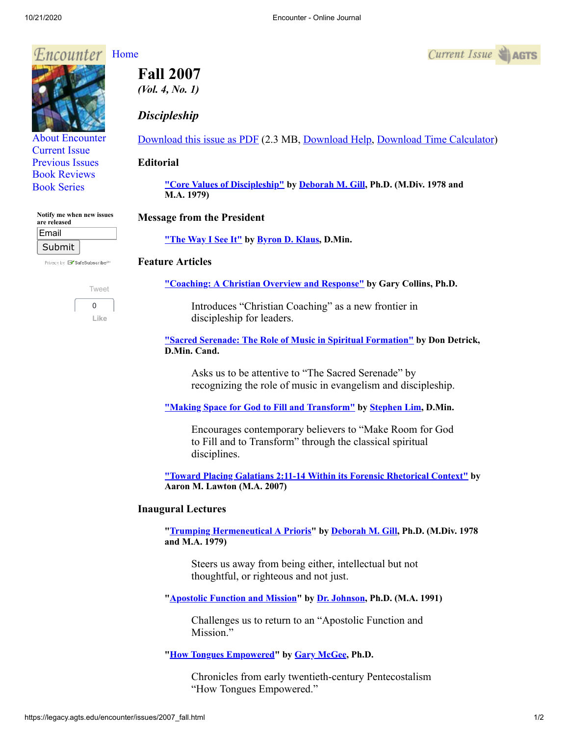Encounter Home

About Encounter
Current Issue
Previous Issues
Book Reviews
Book Series

Notify me when new issues are released

Email
Submit

Tweet
0
Like

Current Issue AGTS

# Fall 2007

*(Vol. 4, No. 1)*

## *Discipleship*

Download this issue as PDF (2.3 MB, Download Help, Download Time Calculator)

### Editorial

**"Core Values of Discipleship" by Deborah M. Gill, Ph.D. (M.Div. 1978 and M.A. 1979)**

### Message from the President

**"The Way I See It" by Byron D. Klaus, D.Min.**

### Feature Articles

**"Coaching: A Christian Overview and Response" by Gary Collins, Ph.D.**

Introduces "Christian Coaching" as a new frontier in discipleship for leaders.

**"Sacred Serenade: The Role of Music in Spiritual Formation" by Don Detrick, D.Min. Cand.**

Asks us to be attentive to "The Sacred Serenade" by recognizing the role of music in evangelism and discipleship.

**"Making Space for God to Fill and Transform" by Stephen Lim, D.Min.**

Encourages contemporary believers to "Make Room for God to Fill and to Transform" through the classical spiritual disciplines.

**"Toward Placing Galatians 2:11-14 Within its Forensic Rhetorical Context" by Aaron M. Lawton (M.A. 2007)**

### Inaugural Lectures

**"Trumping Hermeneutical A Prioris" by Deborah M. Gill, Ph.D. (M.Div. 1978 and M.A. 1979)**

Steers us away from being either, intellectual but not thoughtful, or righteous and not just.

**"Apostolic Function and Mission" by Dr. Johnson, Ph.D. (M.A. 1991)**

Challenges us to return to an "Apostolic Function and Mission."

**"How Tongues Empowered" by Gary McGee, Ph.D.**

Chronicles from early twentieth-century Pentecostalism "How Tongues Empowered."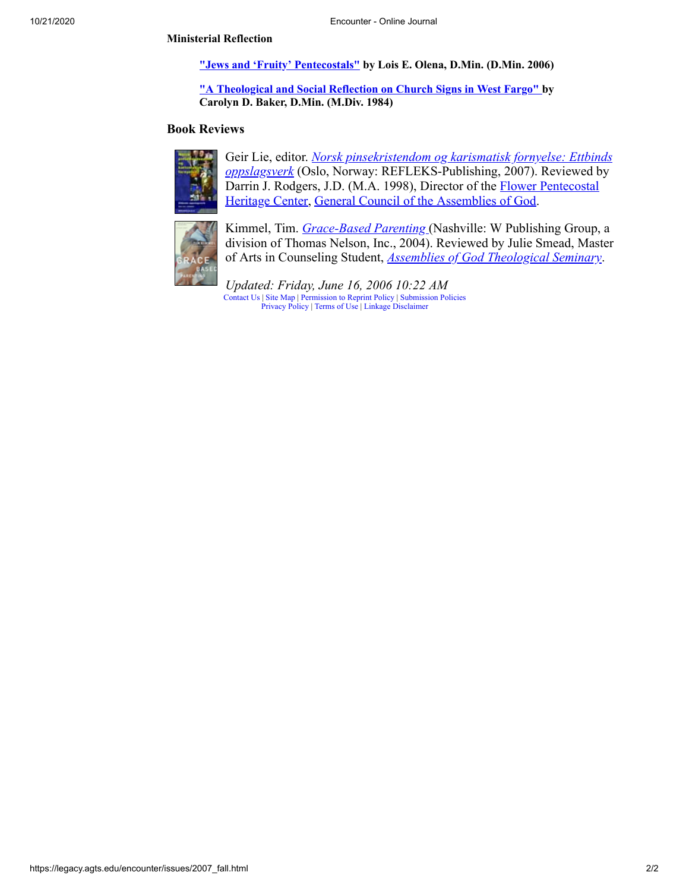**Ministerial Reflection**

> **"Jews and 'Fruity' Pentecostals" by Lois E. Olena, D.Min. (D.Min. 2006)**
>
> **"A Theological and Social Reflection on Church Signs in West Fargo" by Carolyn D. Baker, D.Min. (M.Div. 1984)**

## Book Reviews

Geir Lie, editor. *Norsk pinsekristendom og karismatisk fornyelse: Ettbinds oppslagsverk* (Oslo, Norway: REFLEKS-Publishing, 2007). Reviewed by Darrin J. Rodgers, J.D. (M.A. 1998), Director of the Flower Pentecostal Heritage Center, General Council of the Assemblies of God.

Kimmel, Tim. *Grace-Based Parenting* (Nashville: W Publishing Group, a division of Thomas Nelson, Inc., 2004). Reviewed by Julie Smead, Master of Arts in Counseling Student, *Assemblies of God Theological Seminary*.

*Updated: Friday, June 16, 2006 10:22 AM*

Contact Us | Site Map | Permission to Reprint Policy | Submission Policies
Privacy Policy | Terms of Use | Linkage Disclaimer